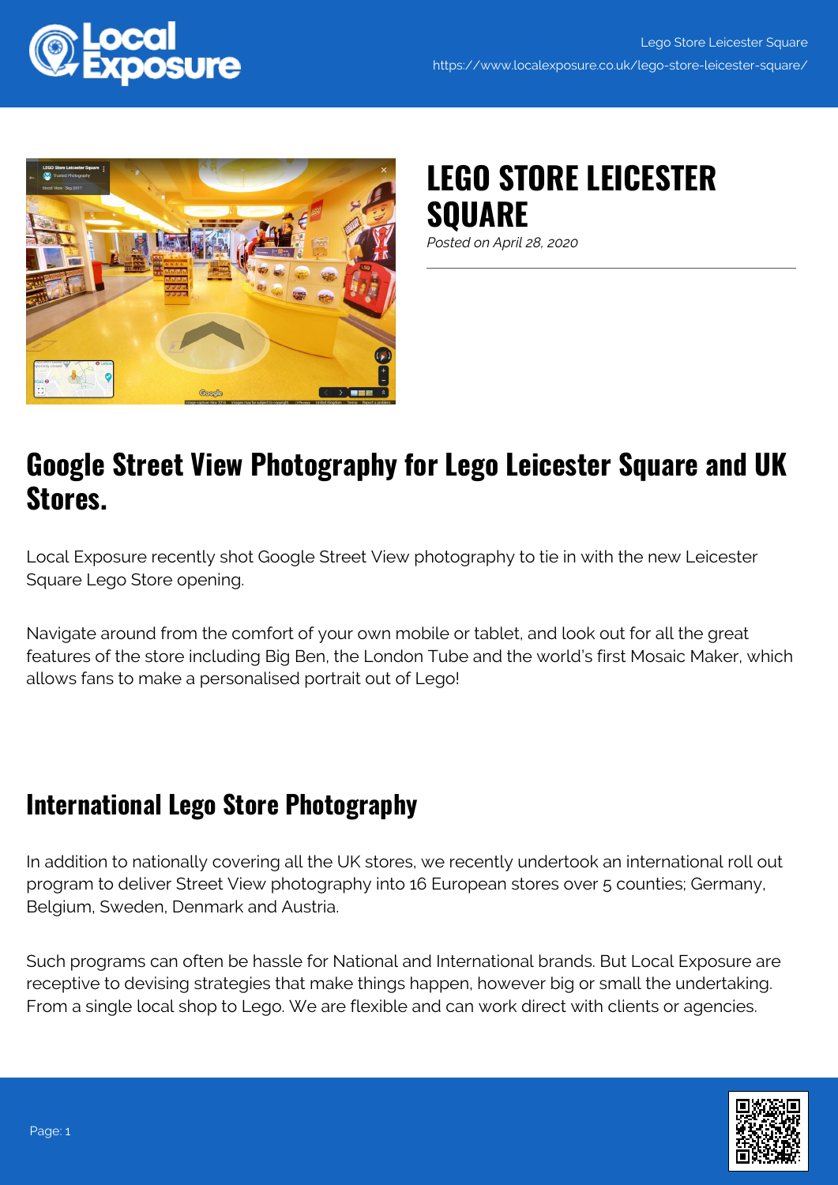# LEGO STORE LEICESTER SQUARE

*Posted on April 28, 2020*

## Google Street View Photography for Lego Leicester Square and UK Stores.

Local Exposure recently shot Google Street View photography to tie in with the new Leicester Square Lego Store opening.

Navigate around from the comfort of your own mobile or tablet, and look out for all the great features of the store including Big Ben, the London Tube and the world's first Mosaic Maker, which allows fans to make a personalised portrait out of Lego!

## International Lego Store Photography

In addition to nationally covering all the UK stores, we recently undertook an international roll out program to deliver Street View photography into 16 European stores over 5 counties; Germany, Belgium, Sweden, Denmark and Austria.

Such programs can often be hassle for National and International brands. But Local Exposure are receptive to devising strategies that make things happen, however big or small the undertaking. From a single local shop to Lego. We are flexible and can work direct with clients or agencies.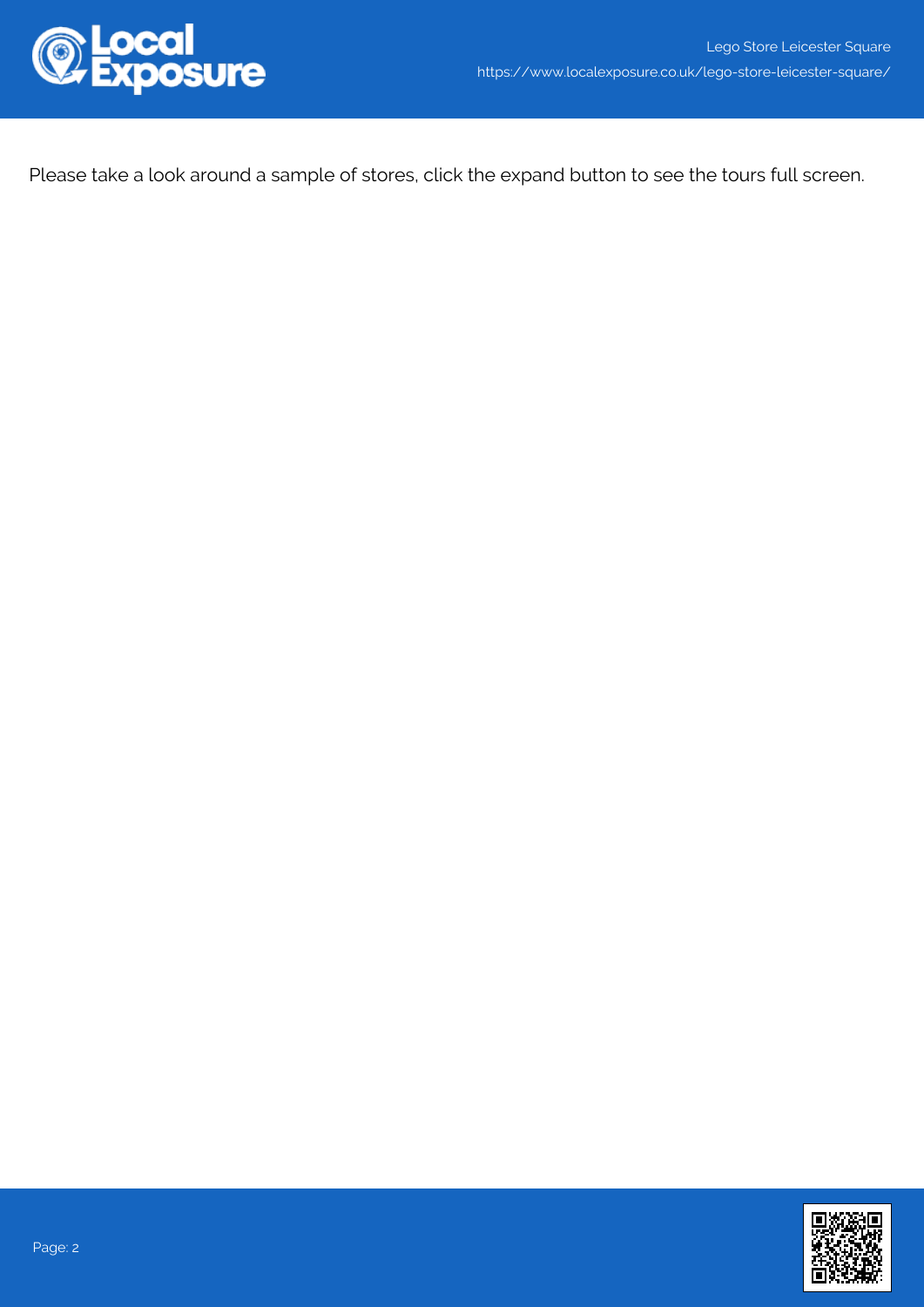Please take a look around a sample of stores, click the expand button to see the tours full screen.